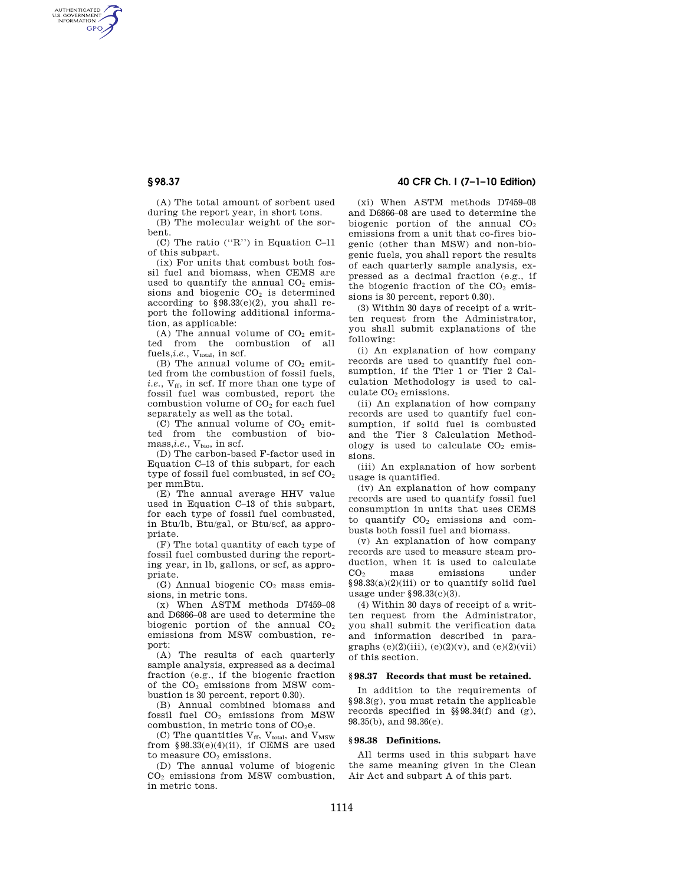(A) The total amount of sorbent used during the report year, in short tons.

(B) The molecular weight of the sorbent.

(C) The ratio (''R'') in Equation C–11 of this subpart.

(ix) For units that combust both fossil fuel and biomass, when CEMS are used to quantify the annual $CO_2$ emissions and biogenic $CO_2$ is determined according to §98.33(e)(2), you shall report the following additional information, as applicable:

(A) The annual volume of $CO_2$ emitted from the combustion of all fuels, *i.e.*, $V_{total}$, in scf.

(B) The annual volume of $CO_2$ emitted from the combustion of fossil fuels, *i.e.*, $V_{ff}$, in scf. If more than one type of fossil fuel was combusted, report the combustion volume of $CO_2$ for each fuel separately as well as the total.

(C) The annual volume of $CO_2$ emitted from the combustion of biomass, *i.e.*, $V_{bio}$, in scf.

(D) The carbon-based F-factor used in Equation C–13 of this subpart, for each type of fossil fuel combusted, in scf $CO_2$ per mmBtu.

(E) The annual average HHV value used in Equation C–13 of this subpart, for each type of fossil fuel combusted, in Btu/lb, Btu/gal, or Btu/scf, as appropriate.

(F) The total quantity of each type of fossil fuel combusted during the reporting year, in lb, gallons, or scf, as appropriate.

(G) Annual biogenic $CO_2$ mass emissions, in metric tons.

(x) When ASTM methods D7459–08 and D6866–08 are used to determine the biogenic portion of the annual $CO_2$ emissions from MSW combustion, report:

(A) The results of each quarterly sample analysis, expressed as a decimal fraction (e.g., if the biogenic fraction of the $CO_2$ emissions from MSW combustion is 30 percent, report 0.30).

(B) Annual combined biomass and fossil fuel $CO_2$ emissions from MSW combustion, in metric tons of $CO_2e$.

(C) The quantities $V_{ff}$, $V_{total}$, and $V_{MSW}$ from §98.33(e)(4)(ii), if CEMS are used to measure $CO_2$ emissions.

(D) The annual volume of biogenic $CO_2$ emissions from MSW combustion, in metric tons.

(xi) When ASTM methods D7459–08 and D6866–08 are used to determine the biogenic portion of the annual $CO_2$ emissions from a unit that co-fires biogenic (other than MSW) and non-biogenic fuels, you shall report the results of each quarterly sample analysis, expressed as a decimal fraction (e.g., if the biogenic fraction of the $CO_2$ emissions is 30 percent, report 0.30).

(3) Within 30 days of receipt of a written request from the Administrator, you shall submit explanations of the following:

(i) An explanation of how company records are used to quantify fuel consumption, if the Tier 1 or Tier 2 Calculation Methodology is used to calculate $CO_2$ emissions.

(ii) An explanation of how company records are used to quantify fuel consumption, if solid fuel is combusted and the Tier 3 Calculation Methodology is used to calculate $CO_2$ emissions.

(iii) An explanation of how sorbent usage is quantified.

(iv) An explanation of how company records are used to quantify fossil fuel consumption in units that uses CEMS to quantify $CO_2$ emissions and combusts both fossil fuel and biomass.

(v) An explanation of how company records are used to measure steam production, when it is used to calculate $CO_2$ mass emissions under §98.33(a)(2)(iii) or to quantify solid fuel usage under §98.33(c)(3).

(4) Within 30 days of receipt of a written request from the Administrator, you shall submit the verification data and information described in paragraphs (e)(2)(iii), (e)(2)(v), and (e)(2)(vii) of this section.

### §98.37 Records that must be retained.

In addition to the requirements of §98.3(g), you must retain the applicable records specified in §§98.34(f) and (g), 98.35(b), and 98.36(e).

### §98.38 Definitions.

All terms used in this subpart have the same meaning given in the Clean Air Act and subpart A of this part.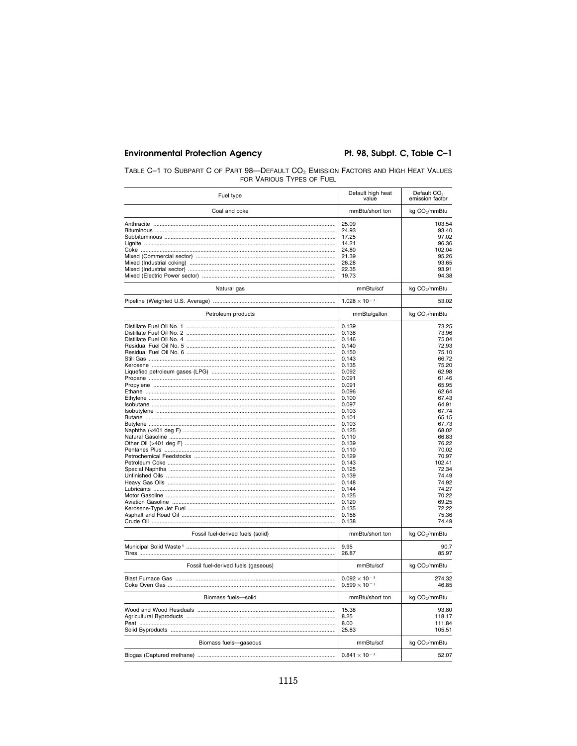TABLE C–1 TO SUBPART C OF PART 98—DEFAULT $CO_2$ EMISSION FACTORS AND HIGH HEAT VALUES FOR VARIOUS TYPES OF FUEL

| Fuel type | Default high heat value | Default $CO_2$ emission factor |
|---|---|---|
| Coal and coke | mmBtu/short ton | kg $CO_2$/mmBtu |
| Anthracite | 25.09 | 103.54 |
| Bituminous | 24.93 | 93.40 |
| Subbituminous | 17.25 | 97.02 |
| Lignite | 14.21 | 96.36 |
| Coke | 24.80 | 102.04 |
| Mixed (Commercial sector) | 21.39 | 95.26 |
| Mixed (Industrial coking) | 26.28 | 93.65 |
| Mixed (Industrial sector) | 22.35 | 93.91 |
| Mixed (Electric Power sector) | 19.73 | 94.38 |
| Natural gas | mmBtu/scf | kg $CO_2$/mmBtu |
| Pipeline (Weighted U.S. Average) | $1.028 \times 10^{-3}$ | 53.02 |
| Petroleum products | mmBtu/gallon | kg $CO_2$/mmBtu |
| Distillate Fuel Oil No. 1 | 0.139 | 73.25 |
| Distillate Fuel Oil No. 2 | 0.138 | 73.96 |
| Distillate Fuel Oil No. 4 | 0.146 | 75.04 |
| Residual Fuel Oil No. 5 | 0.140 | 72.93 |
| Residual Fuel Oil No. 6 | 0.150 | 75.10 |
| Still Gas | 0.143 | 66.72 |
| Kerosene | 0.135 | 75.20 |
| Liquefied petroleum gases (LPG) | 0.092 | 62.98 |
| Propane | 0.091 | 61.46 |
| Propylene | 0.091 | 65.95 |
| Ethane | 0.096 | 62.64 |
| Ethylene | 0.100 | 67.43 |
| Isobutane | 0.097 | 64.91 |
| Isobutylene | 0.103 | 67.74 |
| Butane | 0.101 | 65.15 |
| Butylene | 0.103 | 67.73 |
| Naphtha (<401 deg F) | 0.125 | 68.02 |
| Natural Gasoline | 0.110 | 66.83 |
| Other Oil (>401 deg F) | 0.139 | 76.22 |
| Pentanes Plus | 0.110 | 70.02 |
| Petrochemical Feedstocks | 0.129 | 70.97 |
| Petroleum Coke | 0.143 | 102.41 |
| Special Naphtha | 0.125 | 72.34 |
| Unfinished Oils | 0.139 | 74.49 |
| Heavy Gas Oils | 0.148 | 74.92 |
| Lubricants | 0.144 | 74.27 |
| Motor Gasoline | 0.125 | 70.22 |
| Aviation Gasoline | 0.120 | 69.25 |
| Kerosene-Type Jet Fuel | 0.135 | 72.22 |
| Asphalt and Road Oil | 0.158 | 75.36 |
| Crude Oil | 0.138 | 74.49 |
| Fossil fuel-derived fuels (solid) | mmBtu/short ton | kg $CO_2$/mmBtu |
| Municipal Solid Waste [1] | 9.95 | 90.7 |
| Tires | 26.87 | 85.97 |
| Fossil fuel-derived fuels (gaseous) | mmBtu/scf | kg $CO_2$/mmBtu |
| Blast Furnace Gas | $0.092 \times 10^{-3}$ | 274.32 |
| Coke Oven Gas | $0.599 \times 10^{-3}$ | 46.85 |
| Biomass fuels—solid | mmBtu/short ton | kg $CO_2$/mmBtu |
| Wood and Wood Residuals | 15.38 | 93.80 |
| Agricultural Byproducts | 8.25 | 118.17 |
| Peat | 8.00 | 111.84 |
| Solid Byproducts | 25.83 | 105.51 |
| Biomass fuels—gaseous | mmBtu/scf | kg $CO_2$/mmBtu |
| Biogas (Captured methane) | $0.841 \times 10^{-3}$ | 52.07 |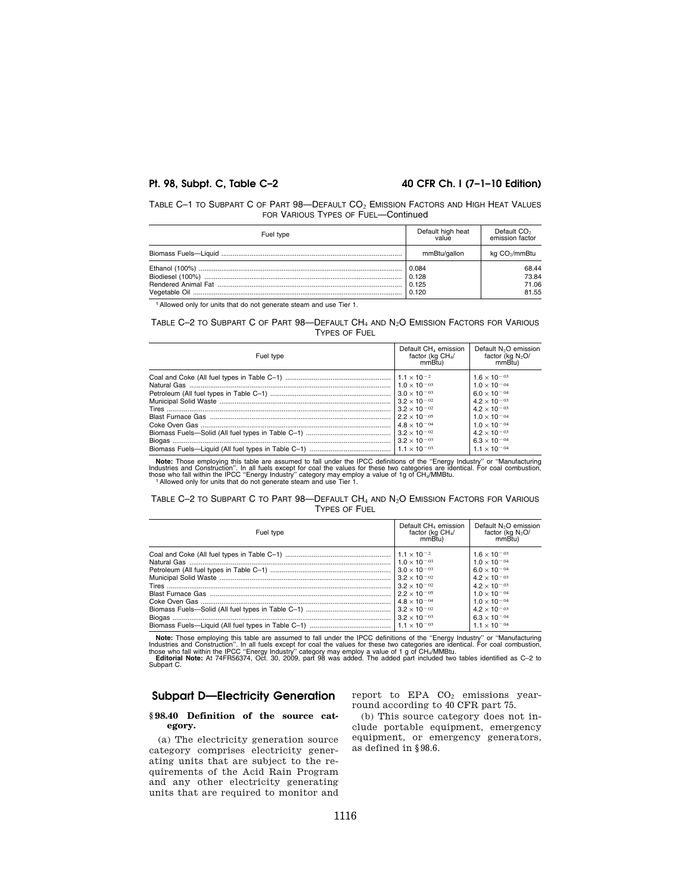TABLE C–1 TO SUBPART C OF PART 98—DEFAULT $CO_2$ EMISSION FACTORS AND HIGH HEAT VALUES FOR VARIOUS TYPES OF FUEL—Continued

| Fuel type | Default high heat value | Default $CO_2$ emission factor |
|---|---|---|
| Biomass Fuels—Liquid | mmBtu/gallon | kg $CO_2$/mmBtu |
| Ethanol (100%) | 0.084 | 68.44 |
| Biodiesel (100%) | 0.128 | 73.84 |
| Rendered Animal Fat | 0.125 | 71.06 |
| Vegetable Oil | 0.120 | 81.55 |

[1] Allowed only for units that do not generate steam and use Tier 1.

TABLE C–2 TO SUBPART C OF PART 98—DEFAULT $CH_4$ AND $N_2O$ EMISSION FACTORS FOR VARIOUS TYPES OF FUEL

| Fuel type | Default $CH_4$ emission factor (kg $CH_4$/ mmBtu) | Default $N_2O$ emission factor (kg $N_2O$/ mmBtu) |
|---|---|---|
| Coal and Coke (All fuel types in Table C–1) | $1.1 \times 10^{-2}$ | $1.6 \times 10^{-03}$ |
| Natural Gas | $1.0 \times 10^{-03}$ | $1.0 \times 10^{-04}$ |
| Petroleum (All fuel types in Table C–1) | $3.0 \times 10^{-03}$ | $6.0 \times 10^{-04}$ |
| Municipal Solid Waste | $3.2 \times 10^{-02}$ | $4.2 \times 10^{-03}$ |
| Tires | $3.2 \times 10^{-02}$ | $4.2 \times 10^{-03}$ |
| Blast Furnace Gas | $2.2 \times 10^{-05}$ | $1.0 \times 10^{-04}$ |
| Coke Oven Gas | $4.8 \times 10^{-04}$ | $1.0 \times 10^{-04}$ |
| Biomass Fuels—Solid (All fuel types in Table C–1) | $3.2 \times 10^{-02}$ | $4.2 \times 10^{-03}$ |
| Biogas | $3.2 \times 10^{-03}$ | $6.3 \times 10^{-04}$ |
| Biomass Fuels—Liquid (All fuel types in Table C–1) | $1.1 \times 10^{-03}$ | $1.1 \times 10^{-04}$ |

**Note:** Those employing this table are assumed to fall under the IPCC definitions of the "Energy Industry" or "Manufacturing Industries and Construction". In all fuels except for coal the values for these two categories are identical. For coal combustion, those who fall within the IPCC "Energy Industry" category may employ a value of 1g of $CH_4$/MMBtu.

[1] Allowed only for units that do not generate steam and use Tier 1.

TABLE C–2 TO SUBPART C TO PART 98—DEFAULT $CH_4$ AND $N_2O$ EMISSION FACTORS FOR VARIOUS TYPES OF FUEL

| Fuel type | Default $CH_4$ emission factor (kg $CH_4$/ mmBtu) | Default $N_2O$ emission factor (kg $N_2O$/ mmBtu) |
|---|---|---|
| Coal and Coke (All fuel types in Table C–1) | $1.1 \times 10^{-2}$ | $1.6 \times 10^{-03}$ |
| Natural Gas | $1.0 \times 10^{-03}$ | $1.0 \times 10^{-04}$ |
| Petroleum (All fuel types in Table C–1) | $3.0 \times 10^{-03}$ | $6.0 \times 10^{-04}$ |
| Municipal Solid Waste | $3.2 \times 10^{-02}$ | $4.2 \times 10^{-03}$ |
| Tires | $3.2 \times 10^{-02}$ | $4.2 \times 10^{-03}$ |
| Blast Furnace Gas | $2.2 \times 10^{-05}$ | $1.0 \times 10^{-04}$ |
| Coke Oven Gas | $4.8 \times 10^{-04}$ | $1.0 \times 10^{-04}$ |
| Biomass Fuels—Solid (All fuel types in Table C–1) | $3.2 \times 10^{-02}$ | $4.2 \times 10^{-03}$ |
| Biogas | $3.2 \times 10^{-03}$ | $6.3 \times 10^{-04}$ |
| Biomass Fuels—Liquid (All fuel types in Table C–1) | $1.1 \times 10^{-03}$ | $1.1 \times 10^{-04}$ |

**Note:** Those employing this table are assumed to fall under the IPCC definitions of the "Energy Industry" or "Manufacturing Industries and Construction". In all fuels except for coal the values for these two categories are identical. For coal combustion, those who fall within the IPCC "Energy Industry" category may employ a value of 1 g of $CH_4$/MMBtu.

**Editorial Note:** At 74FR56374, Oct. 30, 2009, part 98 was added. The added part included two tables identified as C–2 to Subpart C.

## Subpart D—Electricity Generation

### § 98.40 Definition of the source category.

(a) The electricity generation source category comprises electricity generating units that are subject to the requirements of the Acid Rain Program and any other electricity generating units that are required to monitor and report to EPA $CO_2$ emissions year-round according to 40 CFR part 75.

(b) This source category does not include portable equipment, emergency equipment, or emergency generators, as defined in § 98.6.